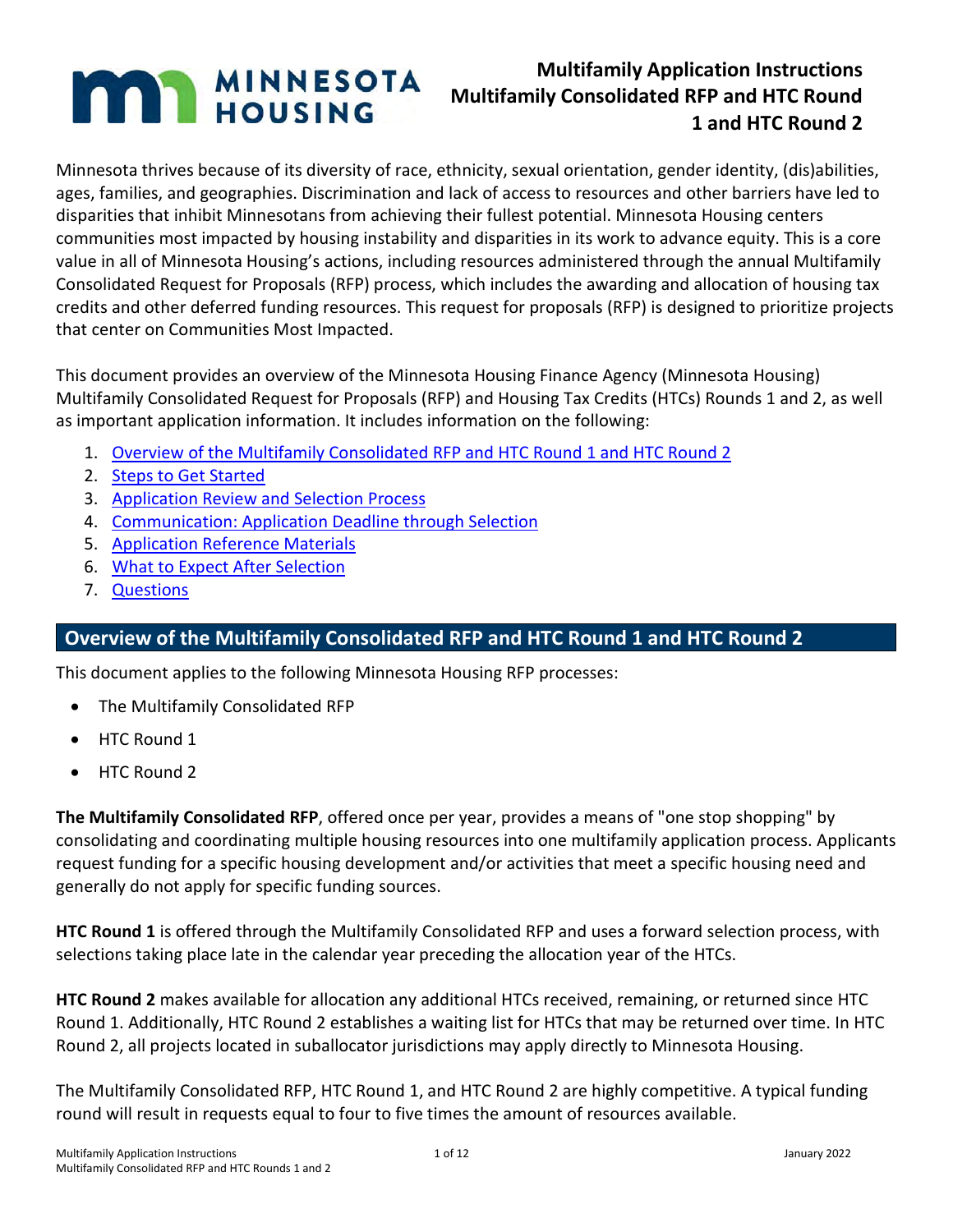# Multifamily Application Instructions Multifamily Consolidated RFP and HTC Round 1 and HTC Round 2

Minnesota thrives because of its diversity of race, ethnicity, sexual orientation, gender identity, (dis)abilities, ages, families, and geographies. Discrimination and lack of access to resources and other barriers have led to disparities that inhibit Minnesotans from achieving their fullest potential. Minnesota Housing centers communities most impacted by housing instability and disparities in its work to advance equity. This is a core value in all of Minnesota Housing's actions, including resources administered through the annual Multifamily Consolidated Request for Proposals (RFP) process, which includes the awarding and allocation of housing tax credits and other deferred funding resources. This request for proposals (RFP) is designed to prioritize projects that center on Communities Most Impacted.

This document provides an overview of the Minnesota Housing Finance Agency (Minnesota Housing) Multifamily Consolidated Request for Proposals (RFP) and Housing Tax Credits (HTCs) Rounds 1 and 2, as well as important application information. It includes information on the following:

1. Overview of the Multifamily Consolidated RFP and HTC Round 1 and HTC Round 2
2. Steps to Get Started
3. Application Review and Selection Process
4. Communication: Application Deadline through Selection
5. Application Reference Materials
6. What to Expect After Selection
7. Questions

## Overview of the Multifamily Consolidated RFP and HTC Round 1 and HTC Round 2

This document applies to the following Minnesota Housing RFP processes:

- The Multifamily Consolidated RFP
- HTC Round 1
- HTC Round 2

**The Multifamily Consolidated RFP**, offered once per year, provides a means of "one stop shopping" by consolidating and coordinating multiple housing resources into one multifamily application process. Applicants request funding for a specific housing development and/or activities that meet a specific housing need and generally do not apply for specific funding sources.

**HTC Round 1** is offered through the Multifamily Consolidated RFP and uses a forward selection process, with selections taking place late in the calendar year preceding the allocation year of the HTCs.

**HTC Round 2** makes available for allocation any additional HTCs received, remaining, or returned since HTC Round 1. Additionally, HTC Round 2 establishes a waiting list for HTCs that may be returned over time. In HTC Round 2, all projects located in suballocator jurisdictions may apply directly to Minnesota Housing.

The Multifamily Consolidated RFP, HTC Round 1, and HTC Round 2 are highly competitive. A typical funding round will result in requests equal to four to five times the amount of resources available.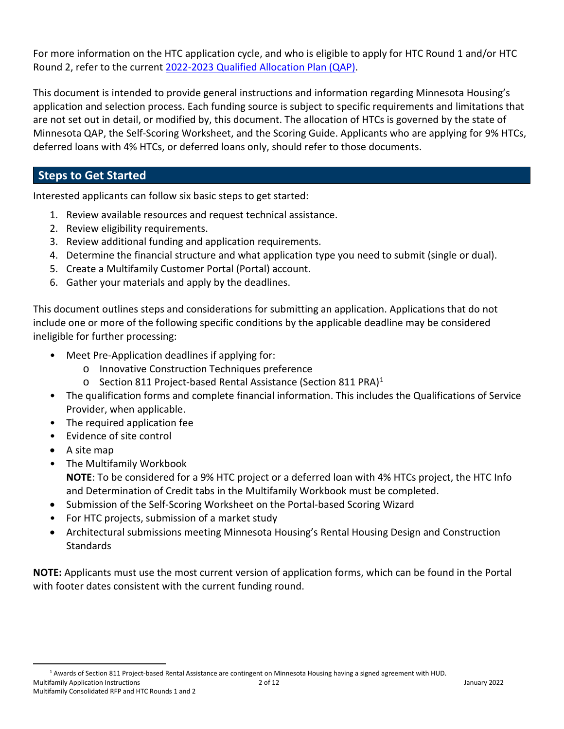For more information on the HTC application cycle, and who is eligible to apply for HTC Round 1 and/or HTC Round 2, refer to the current [2022-2023 Qualified Allocation Plan (QAP)].

This document is intended to provide general instructions and information regarding Minnesota Housing's application and selection process. Each funding source is subject to specific requirements and limitations that are not set out in detail, or modified by, this document. The allocation of HTCs is governed by the state of Minnesota QAP, the Self-Scoring Worksheet, and the Scoring Guide. Applicants who are applying for 9% HTCs, deferred loans with 4% HTCs, or deferred loans only, should refer to those documents.

## Steps to Get Started

Interested applicants can follow six basic steps to get started:

1. Review available resources and request technical assistance.
2. Review eligibility requirements.
3. Review additional funding and application requirements.
4. Determine the financial structure and what application type you need to submit (single or dual).
5. Create a Multifamily Customer Portal (Portal) account.
6. Gather your materials and apply by the deadlines.

This document outlines steps and considerations for submitting an application. Applications that do not include one or more of the following specific conditions by the applicable deadline may be considered ineligible for further processing:

- Meet Pre-Application deadlines if applying for:
  - Innovative Construction Techniques preference
  - Section 811 Project-based Rental Assistance (Section 811 PRA)[1]
- The qualification forms and complete financial information. This includes the Qualifications of Service Provider, when applicable.
- The required application fee
- Evidence of site control
- A site map
- The Multifamily Workbook
  **NOTE**: To be considered for a 9% HTC project or a deferred loan with 4% HTCs project, the HTC Info and Determination of Credit tabs in the Multifamily Workbook must be completed.
- Submission of the Self-Scoring Worksheet on the Portal-based Scoring Wizard
- For HTC projects, submission of a market study
- Architectural submissions meeting Minnesota Housing's Rental Housing Design and Construction Standards

**NOTE:** Applicants must use the most current version of application forms, which can be found in the Portal with footer dates consistent with the current funding round.

[1] Awards of Section 811 Project-based Rental Assistance are contingent on Minnesota Housing having a signed agreement with HUD.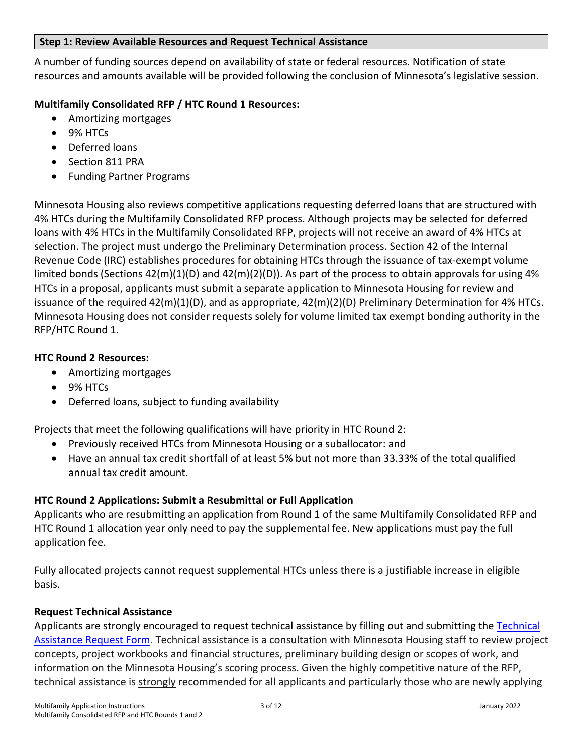## Step 1: Review Available Resources and Request Technical Assistance

A number of funding sources depend on availability of state or federal resources. Notification of state resources and amounts available will be provided following the conclusion of Minnesota's legislative session.

**Multifamily Consolidated RFP / HTC Round 1 Resources:**

- Amortizing mortgages
- 9% HTCs
- Deferred loans
- Section 811 PRA
- Funding Partner Programs

Minnesota Housing also reviews competitive applications requesting deferred loans that are structured with 4% HTCs during the Multifamily Consolidated RFP process. Although projects may be selected for deferred loans with 4% HTCs in the Multifamily Consolidated RFP, projects will not receive an award of 4% HTCs at selection. The project must undergo the Preliminary Determination process. Section 42 of the Internal Revenue Code (IRC) establishes procedures for obtaining HTCs through the issuance of tax-exempt volume limited bonds (Sections 42(m)(1)(D) and 42(m)(2)(D)). As part of the process to obtain approvals for using 4% HTCs in a proposal, applicants must submit a separate application to Minnesota Housing for review and issuance of the required 42(m)(1)(D), and as appropriate, 42(m)(2)(D) Preliminary Determination for 4% HTCs. Minnesota Housing does not consider requests solely for volume limited tax exempt bonding authority in the RFP/HTC Round 1.

**HTC Round 2 Resources:**

- Amortizing mortgages
- 9% HTCs
- Deferred loans, subject to funding availability

Projects that meet the following qualifications will have priority in HTC Round 2:

- Previously received HTCs from Minnesota Housing or a suballocator: and
- Have an annual tax credit shortfall of at least 5% but not more than 33.33% of the total qualified annual tax credit amount.

**HTC Round 2 Applications: Submit a Resubmittal or Full Application**

Applicants who are resubmitting an application from Round 1 of the same Multifamily Consolidated RFP and HTC Round 1 allocation year only need to pay the supplemental fee. New applications must pay the full application fee.

Fully allocated projects cannot request supplemental HTCs unless there is a justifiable increase in eligible basis.

**Request Technical Assistance**

Applicants are strongly encouraged to request technical assistance by filling out and submitting the Technical Assistance Request Form. Technical assistance is a consultation with Minnesota Housing staff to review project concepts, project workbooks and financial structures, preliminary building design or scopes of work, and information on the Minnesota Housing's scoring process. Given the highly competitive nature of the RFP, technical assistance is strongly recommended for all applicants and particularly those who are newly applying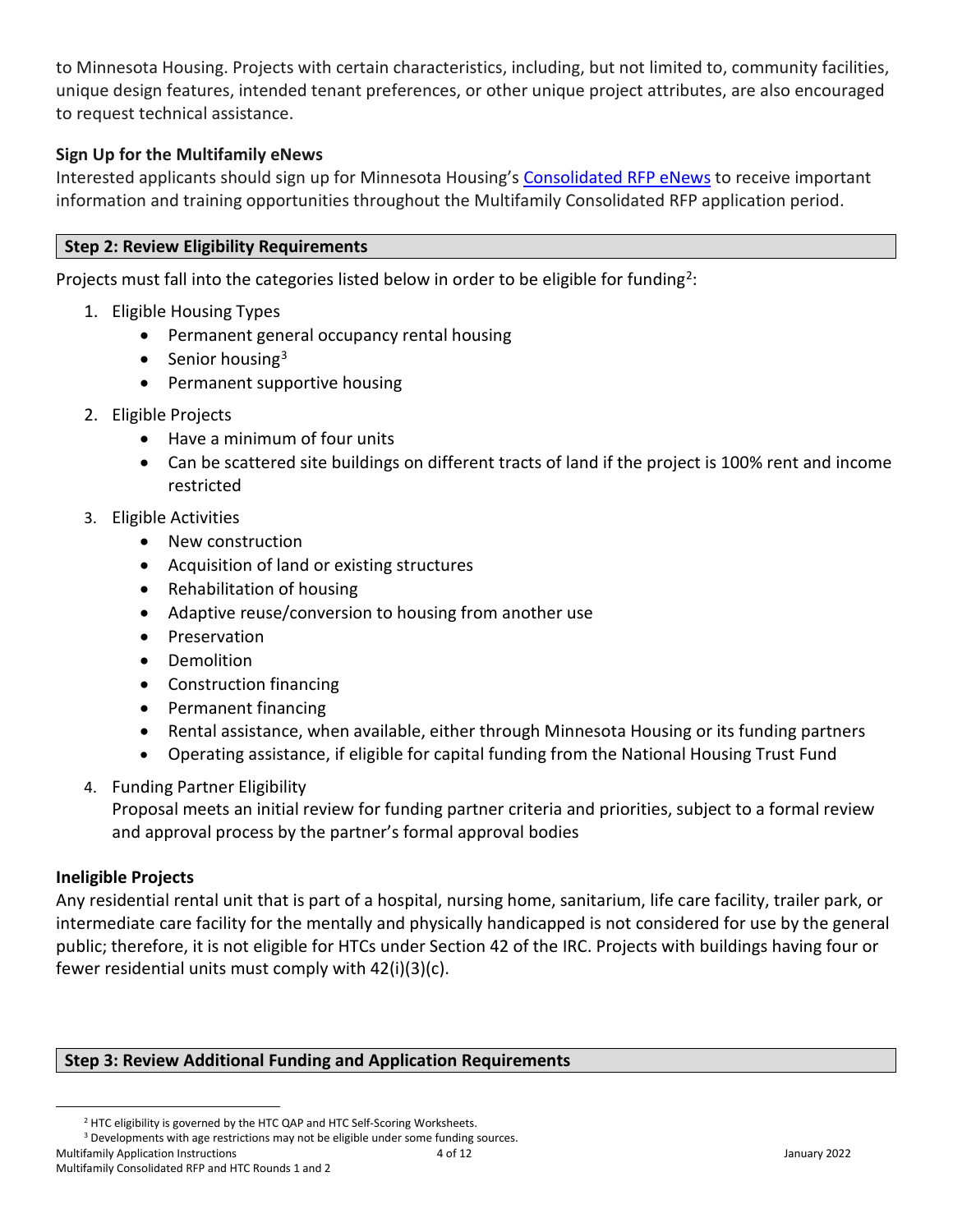to Minnesota Housing. Projects with certain characteristics, including, but not limited to, community facilities, unique design features, intended tenant preferences, or other unique project attributes, are also encouraged to request technical assistance.

**Sign Up for the Multifamily eNews**

Interested applicants should sign up for Minnesota Housing's Consolidated RFP eNews to receive important information and training opportunities throughout the Multifamily Consolidated RFP application period.

## Step 2: Review Eligibility Requirements

Projects must fall into the categories listed below in order to be eligible for funding[2]:

1. Eligible Housing Types
   - Permanent general occupancy rental housing
   - Senior housing[3]
   - Permanent supportive housing
2. Eligible Projects
   - Have a minimum of four units
   - Can be scattered site buildings on different tracts of land if the project is 100% rent and income restricted
3. Eligible Activities
   - New construction
   - Acquisition of land or existing structures
   - Rehabilitation of housing
   - Adaptive reuse/conversion to housing from another use
   - Preservation
   - Demolition
   - Construction financing
   - Permanent financing
   - Rental assistance, when available, either through Minnesota Housing or its funding partners
   - Operating assistance, if eligible for capital funding from the National Housing Trust Fund
4. Funding Partner Eligibility

   Proposal meets an initial review for funding partner criteria and priorities, subject to a formal review and approval process by the partner's formal approval bodies

**Ineligible Projects**

Any residential rental unit that is part of a hospital, nursing home, sanitarium, life care facility, trailer park, or intermediate care facility for the mentally and physically handicapped is not considered for use by the general public; therefore, it is not eligible for HTCs under Section 42 of the IRC. Projects with buildings having four or fewer residential units must comply with 42(i)(3)(c).

## Step 3: Review Additional Funding and Application Requirements

[2] HTC eligibility is governed by the HTC QAP and HTC Self-Scoring Worksheets.

[3] Developments with age restrictions may not be eligible under some funding sources.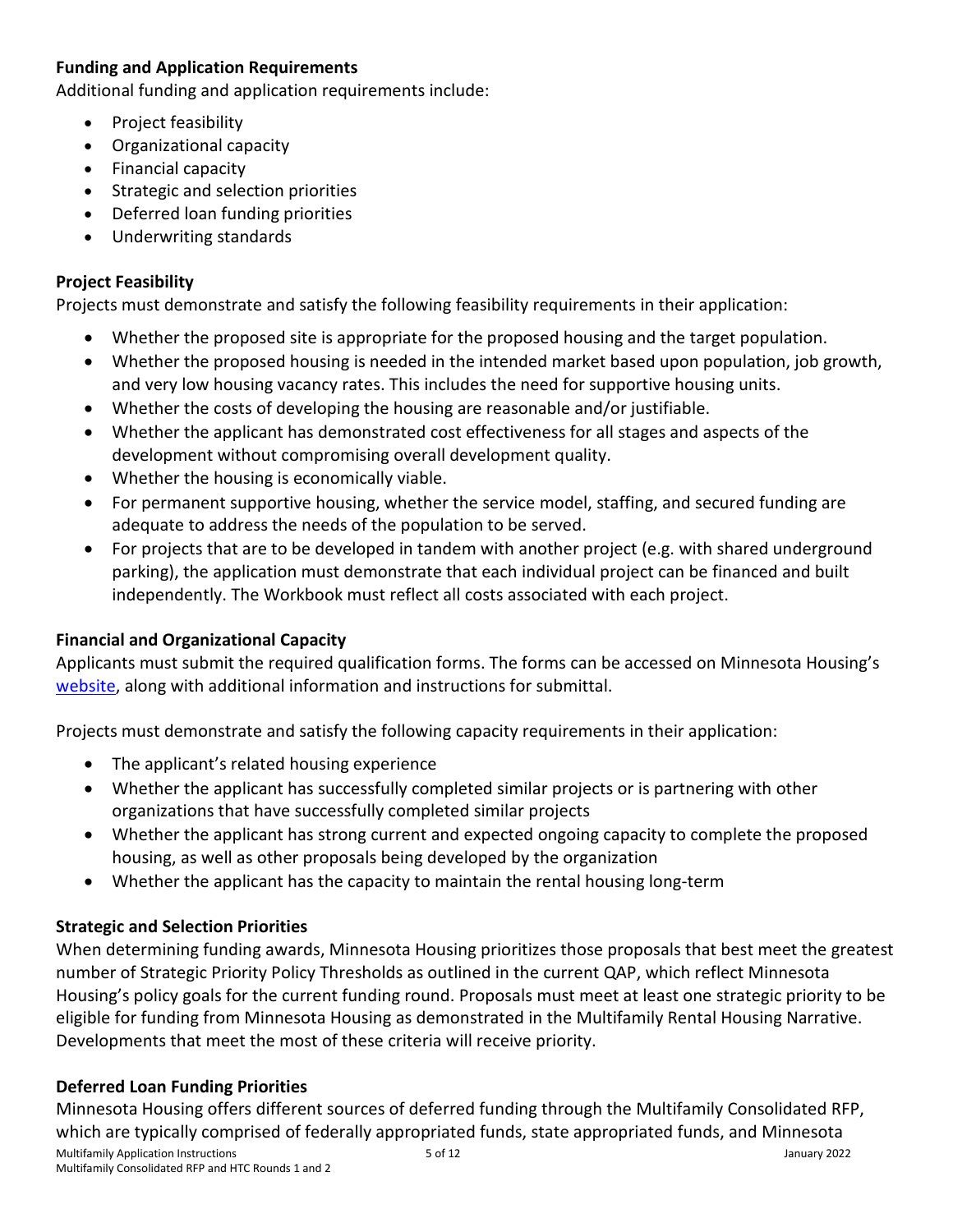**Funding and Application Requirements**

Additional funding and application requirements include:

- Project feasibility
- Organizational capacity
- Financial capacity
- Strategic and selection priorities
- Deferred loan funding priorities
- Underwriting standards

**Project Feasibility**

Projects must demonstrate and satisfy the following feasibility requirements in their application:

- Whether the proposed site is appropriate for the proposed housing and the target population.
- Whether the proposed housing is needed in the intended market based upon population, job growth, and very low housing vacancy rates. This includes the need for supportive housing units.
- Whether the costs of developing the housing are reasonable and/or justifiable.
- Whether the applicant has demonstrated cost effectiveness for all stages and aspects of the development without compromising overall development quality.
- Whether the housing is economically viable.
- For permanent supportive housing, whether the service model, staffing, and secured funding are adequate to address the needs of the population to be served.
- For projects that are to be developed in tandem with another project (e.g. with shared underground parking), the application must demonstrate that each individual project can be financed and built independently. The Workbook must reflect all costs associated with each project.

**Financial and Organizational Capacity**

Applicants must submit the required qualification forms. The forms can be accessed on Minnesota Housing's [website](), along with additional information and instructions for submittal.

Projects must demonstrate and satisfy the following capacity requirements in their application:

- The applicant's related housing experience
- Whether the applicant has successfully completed similar projects or is partnering with other organizations that have successfully completed similar projects
- Whether the applicant has strong current and expected ongoing capacity to complete the proposed housing, as well as other proposals being developed by the organization
- Whether the applicant has the capacity to maintain the rental housing long-term

**Strategic and Selection Priorities**

When determining funding awards, Minnesota Housing prioritizes those proposals that best meet the greatest number of Strategic Priority Policy Thresholds as outlined in the current QAP, which reflect Minnesota Housing's policy goals for the current funding round. Proposals must meet at least one strategic priority to be eligible for funding from Minnesota Housing as demonstrated in the Multifamily Rental Housing Narrative. Developments that meet the most of these criteria will receive priority.

**Deferred Loan Funding Priorities**

Minnesota Housing offers different sources of deferred funding through the Multifamily Consolidated RFP, which are typically comprised of federally appropriated funds, state appropriated funds, and Minnesota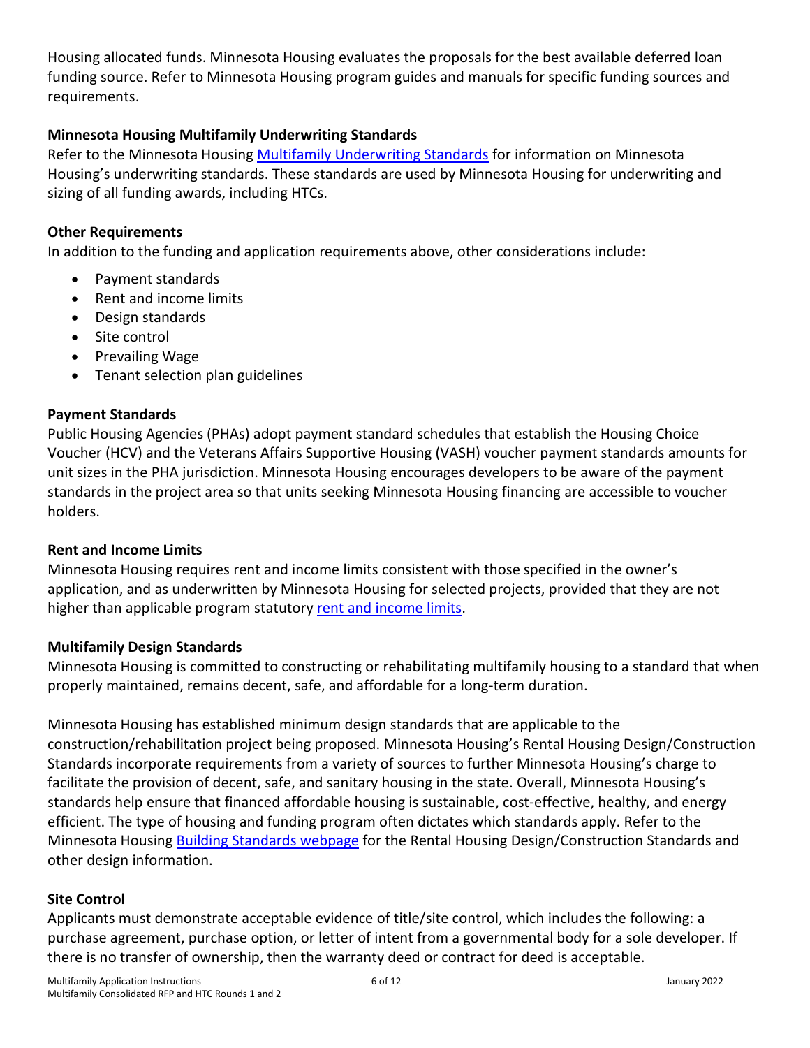Housing allocated funds. Minnesota Housing evaluates the proposals for the best available deferred loan funding source. Refer to Minnesota Housing program guides and manuals for specific funding sources and requirements.

**Minnesota Housing Multifamily Underwriting Standards**

Refer to the Minnesota Housing Multifamily Underwriting Standards for information on Minnesota Housing's underwriting standards. These standards are used by Minnesota Housing for underwriting and sizing of all funding awards, including HTCs.

**Other Requirements**

In addition to the funding and application requirements above, other considerations include:

- Payment standards
- Rent and income limits
- Design standards
- Site control
- Prevailing Wage
- Tenant selection plan guidelines

**Payment Standards**

Public Housing Agencies (PHAs) adopt payment standard schedules that establish the Housing Choice Voucher (HCV) and the Veterans Affairs Supportive Housing (VASH) voucher payment standards amounts for unit sizes in the PHA jurisdiction. Minnesota Housing encourages developers to be aware of the payment standards in the project area so that units seeking Minnesota Housing financing are accessible to voucher holders.

**Rent and Income Limits**

Minnesota Housing requires rent and income limits consistent with those specified in the owner's application, and as underwritten by Minnesota Housing for selected projects, provided that they are not higher than applicable program statutory rent and income limits.

**Multifamily Design Standards**

Minnesota Housing is committed to constructing or rehabilitating multifamily housing to a standard that when properly maintained, remains decent, safe, and affordable for a long-term duration.

Minnesota Housing has established minimum design standards that are applicable to the construction/rehabilitation project being proposed. Minnesota Housing's Rental Housing Design/Construction Standards incorporate requirements from a variety of sources to further Minnesota Housing's charge to facilitate the provision of decent, safe, and sanitary housing in the state. Overall, Minnesota Housing's standards help ensure that financed affordable housing is sustainable, cost-effective, healthy, and energy efficient. The type of housing and funding program often dictates which standards apply. Refer to the Minnesota Housing Building Standards webpage for the Rental Housing Design/Construction Standards and other design information.

**Site Control**

Applicants must demonstrate acceptable evidence of title/site control, which includes the following: a purchase agreement, purchase option, or letter of intent from a governmental body for a sole developer. If there is no transfer of ownership, then the warranty deed or contract for deed is acceptable.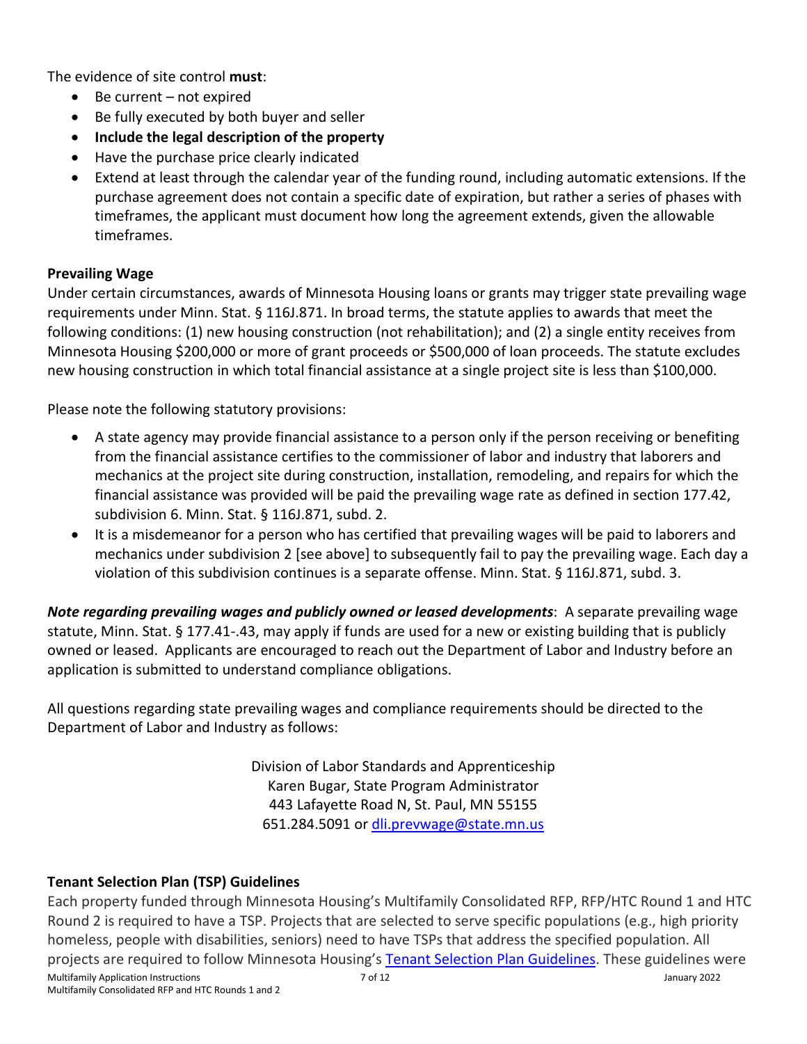The evidence of site control **must**:

- Be current – not expired
- Be fully executed by both buyer and seller
- **Include the legal description of the property**
- Have the purchase price clearly indicated
- Extend at least through the calendar year of the funding round, including automatic extensions. If the purchase agreement does not contain a specific date of expiration, but rather a series of phases with timeframes, the applicant must document how long the agreement extends, given the allowable timeframes.

**Prevailing Wage**

Under certain circumstances, awards of Minnesota Housing loans or grants may trigger state prevailing wage requirements under Minn. Stat. § 116J.871. In broad terms, the statute applies to awards that meet the following conditions: (1) new housing construction (not rehabilitation); and (2) a single entity receives from Minnesota Housing $200,000 or more of grant proceeds or $500,000 of loan proceeds. The statute excludes new housing construction in which total financial assistance at a single project site is less than $100,000.

Please note the following statutory provisions:

- A state agency may provide financial assistance to a person only if the person receiving or benefiting from the financial assistance certifies to the commissioner of labor and industry that laborers and mechanics at the project site during construction, installation, remodeling, and repairs for which the financial assistance was provided will be paid the prevailing wage rate as defined in section 177.42, subdivision 6. Minn. Stat. § 116J.871, subd. 2.
- It is a misdemeanor for a person who has certified that prevailing wages will be paid to laborers and mechanics under subdivision 2 [see above] to subsequently fail to pay the prevailing wage. Each day a violation of this subdivision continues is a separate offense. Minn. Stat. § 116J.871, subd. 3.

***Note regarding prevailing wages and publicly owned or leased developments***: A separate prevailing wage statute, Minn. Stat. § 177.41-.43, may apply if funds are used for a new or existing building that is publicly owned or leased. Applicants are encouraged to reach out the Department of Labor and Industry before an application is submitted to understand compliance obligations.

All questions regarding state prevailing wages and compliance requirements should be directed to the Department of Labor and Industry as follows:

Division of Labor Standards and Apprenticeship
Karen Bugar, State Program Administrator
443 Lafayette Road N, St. Paul, MN 55155
651.284.5091 or [dli.prevwage@state.mn.us](mailto:dli.prevwage@state.mn.us)

**Tenant Selection Plan (TSP) Guidelines**

Each property funded through Minnesota Housing's Multifamily Consolidated RFP, RFP/HTC Round 1 and HTC Round 2 is required to have a TSP. Projects that are selected to serve specific populations (e.g., high priority homeless, people with disabilities, seniors) need to have TSPs that address the specified population. All projects are required to follow Minnesota Housing's [Tenant Selection Plan Guidelines](). These guidelines were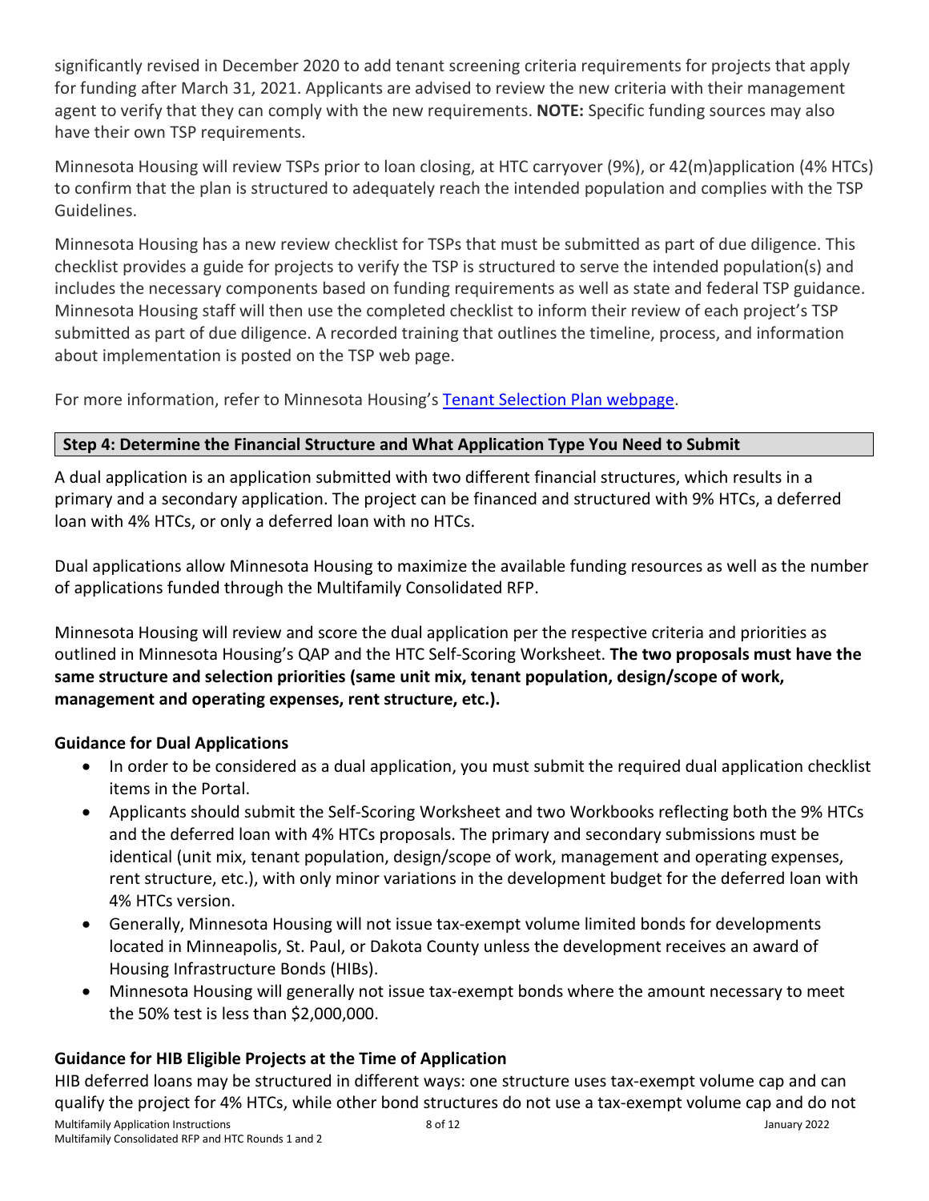significantly revised in December 2020 to add tenant screening criteria requirements for projects that apply for funding after March 31, 2021. Applicants are advised to review the new criteria with their management agent to verify that they can comply with the new requirements. **NOTE:** Specific funding sources may also have their own TSP requirements.

Minnesota Housing will review TSPs prior to loan closing, at HTC carryover (9%), or 42(m)application (4% HTCs) to confirm that the plan is structured to adequately reach the intended population and complies with the TSP Guidelines.

Minnesota Housing has a new review checklist for TSPs that must be submitted as part of due diligence. This checklist provides a guide for projects to verify the TSP is structured to serve the intended population(s) and includes the necessary components based on funding requirements as well as state and federal TSP guidance. Minnesota Housing staff will then use the completed checklist to inform their review of each project's TSP submitted as part of due diligence. A recorded training that outlines the timeline, process, and information about implementation is posted on the TSP web page.

For more information, refer to Minnesota Housing's [Tenant Selection Plan webpage](#).

## Step 4: Determine the Financial Structure and What Application Type You Need to Submit

A dual application is an application submitted with two different financial structures, which results in a primary and a secondary application. The project can be financed and structured with 9% HTCs, a deferred loan with 4% HTCs, or only a deferred loan with no HTCs.

Dual applications allow Minnesota Housing to maximize the available funding resources as well as the number of applications funded through the Multifamily Consolidated RFP.

Minnesota Housing will review and score the dual application per the respective criteria and priorities as outlined in Minnesota Housing's QAP and the HTC Self-Scoring Worksheet. **The two proposals must have the same structure and selection priorities (same unit mix, tenant population, design/scope of work, management and operating expenses, rent structure, etc.).**

### Guidance for Dual Applications

- In order to be considered as a dual application, you must submit the required dual application checklist items in the Portal.
- Applicants should submit the Self-Scoring Worksheet and two Workbooks reflecting both the 9% HTCs and the deferred loan with 4% HTCs proposals. The primary and secondary submissions must be identical (unit mix, tenant population, design/scope of work, management and operating expenses, rent structure, etc.), with only minor variations in the development budget for the deferred loan with 4% HTCs version.
- Generally, Minnesota Housing will not issue tax-exempt volume limited bonds for developments located in Minneapolis, St. Paul, or Dakota County unless the development receives an award of Housing Infrastructure Bonds (HIBs).
- Minnesota Housing will generally not issue tax-exempt bonds where the amount necessary to meet the 50% test is less than $2,000,000.

### Guidance for HIB Eligible Projects at the Time of Application

HIB deferred loans may be structured in different ways: one structure uses tax-exempt volume cap and can qualify the project for 4% HTCs, while other bond structures do not use a tax-exempt volume cap and do not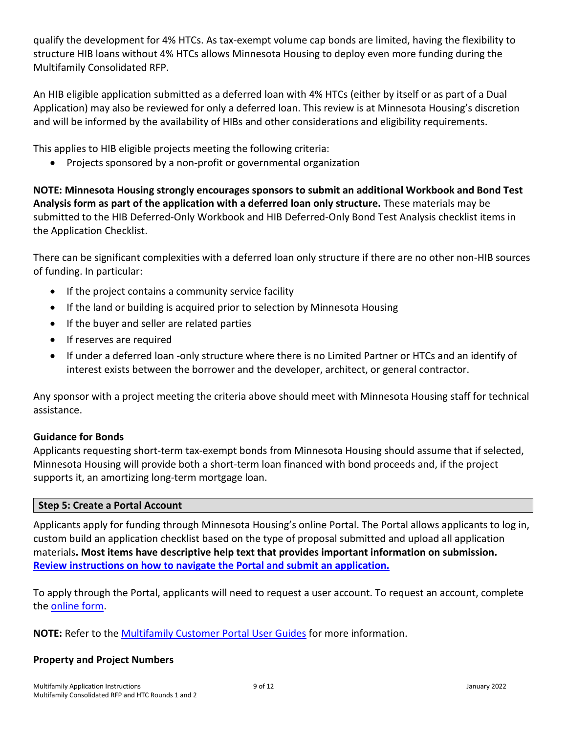qualify the development for 4% HTCs. As tax-exempt volume cap bonds are limited, having the flexibility to structure HIB loans without 4% HTCs allows Minnesota Housing to deploy even more funding during the Multifamily Consolidated RFP.

An HIB eligible application submitted as a deferred loan with 4% HTCs (either by itself or as part of a Dual Application) may also be reviewed for only a deferred loan. This review is at Minnesota Housing's discretion and will be informed by the availability of HIBs and other considerations and eligibility requirements.

This applies to HIB eligible projects meeting the following criteria:

- Projects sponsored by a non-profit or governmental organization

**NOTE: Minnesota Housing strongly encourages sponsors to submit an additional Workbook and Bond Test Analysis form as part of the application with a deferred loan only structure.** These materials may be submitted to the HIB Deferred-Only Workbook and HIB Deferred-Only Bond Test Analysis checklist items in the Application Checklist.

There can be significant complexities with a deferred loan only structure if there are no other non-HIB sources of funding. In particular:

- If the project contains a community service facility
- If the land or building is acquired prior to selection by Minnesota Housing
- If the buyer and seller are related parties
- If reserves are required
- If under a deferred loan -only structure where there is no Limited Partner or HTCs and an identify of interest exists between the borrower and the developer, architect, or general contractor.

Any sponsor with a project meeting the criteria above should meet with Minnesota Housing staff for technical assistance.

### Guidance for Bonds

Applicants requesting short-term tax-exempt bonds from Minnesota Housing should assume that if selected, Minnesota Housing will provide both a short-term loan financed with bond proceeds and, if the project supports it, an amortizing long-term mortgage loan.

## Step 5: Create a Portal Account

Applicants apply for funding through Minnesota Housing's online Portal. The Portal allows applicants to log in, custom build an application checklist based on the type of proposal submitted and upload all application materials**. Most items have descriptive help text that provides important information on submission.** **Review instructions on how to navigate the Portal and submit an application.**

To apply through the Portal, applicants will need to request a user account. To request an account, complete the online form.

**NOTE:** Refer to the Multifamily Customer Portal User Guides for more information.

### Property and Project Numbers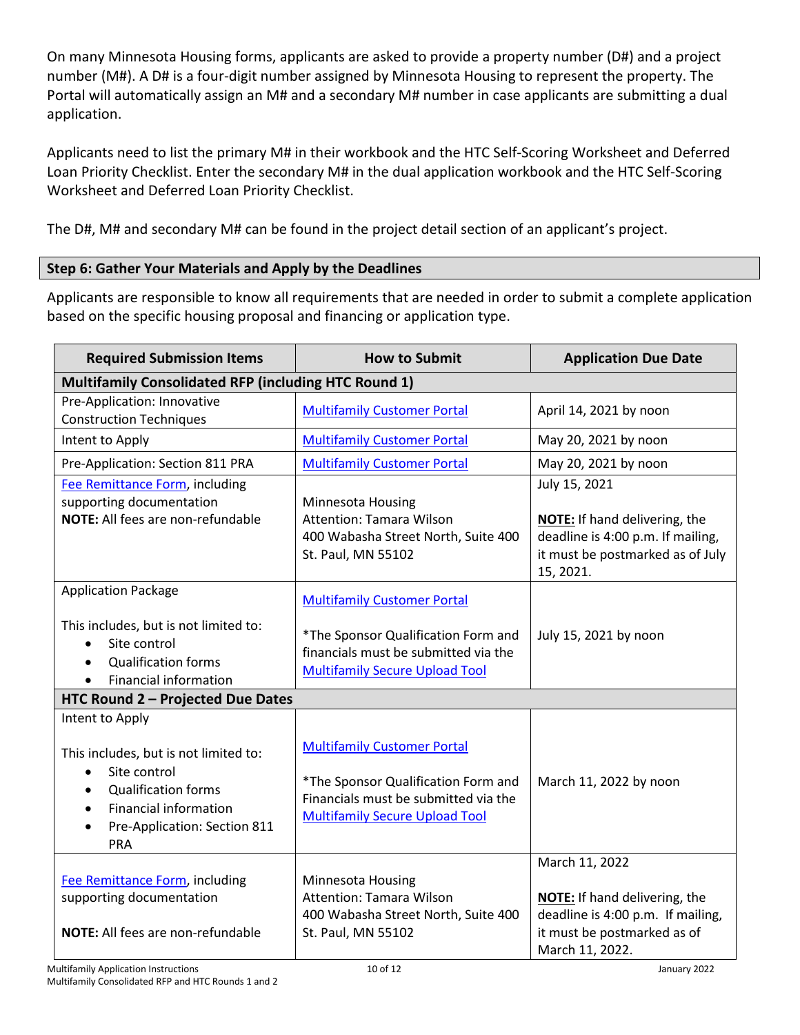On many Minnesota Housing forms, applicants are asked to provide a property number (D#) and a project number (M#). A D# is a four-digit number assigned by Minnesota Housing to represent the property. The Portal will automatically assign an M# and a secondary M# number in case applicants are submitting a dual application.

Applicants need to list the primary M# in their workbook and the HTC Self-Scoring Worksheet and Deferred Loan Priority Checklist. Enter the secondary M# in the dual application workbook and the HTC Self-Scoring Worksheet and Deferred Loan Priority Checklist.

The D#, M# and secondary M# can be found in the project detail section of an applicant's project.

## Step 6: Gather Your Materials and Apply by the Deadlines

Applicants are responsible to know all requirements that are needed in order to submit a complete application based on the specific housing proposal and financing or application type.

| Required Submission Items | How to Submit | Application Due Date |
|---|---|---|
| **Multifamily Consolidated RFP (including HTC Round 1)** | | |
| Pre-Application: Innovative Construction Techniques | Multifamily Customer Portal | April 14, 2021 by noon |
| Intent to Apply | Multifamily Customer Portal | May 20, 2021 by noon |
| Pre-Application: Section 811 PRA | Multifamily Customer Portal | May 20, 2021 by noon |
| Fee Remittance Form, including supporting documentation<br>**NOTE:** All fees are non-refundable | Minnesota Housing<br>Attention: Tamara Wilson<br>400 Wabasha Street North, Suite 400<br>St. Paul, MN 55102 | July 15, 2021<br><br>**NOTE:** If hand delivering, the deadline is 4:00 p.m. If mailing, it must be postmarked as of July 15, 2021. |
| Application Package<br><br>This includes, but is not limited to:<br>• Site control<br>• Qualification forms<br>• Financial information | Multifamily Customer Portal<br><br>*The Sponsor Qualification Form and financials must be submitted via the Multifamily Secure Upload Tool | July 15, 2021 by noon |
| **HTC Round 2 – Projected Due Dates** | | |
| Intent to Apply<br><br>This includes, but is not limited to:<br>• Site control<br>• Qualification forms<br>• Financial information<br>• Pre-Application: Section 811 PRA | Multifamily Customer Portal<br><br>*The Sponsor Qualification Form and Financials must be submitted via the Multifamily Secure Upload Tool | March 11, 2022 by noon |
| Fee Remittance Form, including supporting documentation<br><br>**NOTE:** All fees are non-refundable | Minnesota Housing<br>Attention: Tamara Wilson<br>400 Wabasha Street North, Suite 400<br>St. Paul, MN 55102 | March 11, 2022<br><br>**NOTE:** If hand delivering, the deadline is 4:00 p.m. If mailing, it must be postmarked as of March 11, 2022. |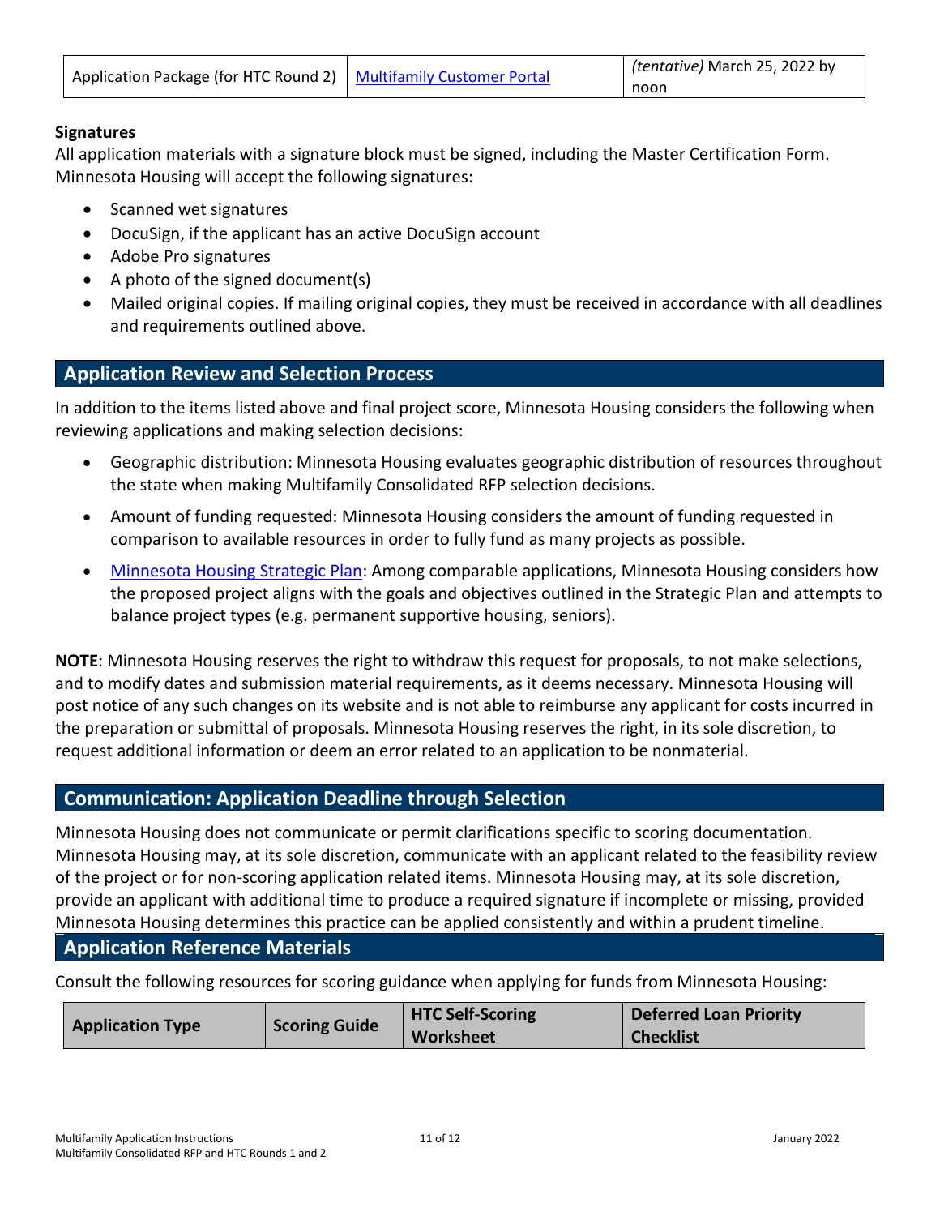| Application Package (for HTC Round 2) | [Multifamily Customer Portal]() | *(tentative)* March 25, 2022 by noon |
|---|---|---|

**Signatures**

All application materials with a signature block must be signed, including the Master Certification Form. Minnesota Housing will accept the following signatures:

- Scanned wet signatures
- DocuSign, if the applicant has an active DocuSign account
- Adobe Pro signatures
- A photo of the signed document(s)
- Mailed original copies. If mailing original copies, they must be received in accordance with all deadlines and requirements outlined above.

## Application Review and Selection Process

In addition to the items listed above and final project score, Minnesota Housing considers the following when reviewing applications and making selection decisions:

- Geographic distribution: Minnesota Housing evaluates geographic distribution of resources throughout the state when making Multifamily Consolidated RFP selection decisions.
- Amount of funding requested: Minnesota Housing considers the amount of funding requested in comparison to available resources in order to fully fund as many projects as possible.
- [Minnesota Housing Strategic Plan](): Among comparable applications, Minnesota Housing considers how the proposed project aligns with the goals and objectives outlined in the Strategic Plan and attempts to balance project types (e.g. permanent supportive housing, seniors).

**NOTE**: Minnesota Housing reserves the right to withdraw this request for proposals, to not make selections, and to modify dates and submission material requirements, as it deems necessary. Minnesota Housing will post notice of any such changes on its website and is not able to reimburse any applicant for costs incurred in the preparation or submittal of proposals. Minnesota Housing reserves the right, in its sole discretion, to request additional information or deem an error related to an application to be nonmaterial.

## Communication: Application Deadline through Selection

Minnesota Housing does not communicate or permit clarifications specific to scoring documentation. Minnesota Housing may, at its sole discretion, communicate with an applicant related to the feasibility review of the project or for non-scoring application related items. Minnesota Housing may, at its sole discretion, provide an applicant with additional time to produce a required signature if incomplete or missing, provided Minnesota Housing determines this practice can be applied consistently and within a prudent timeline.

## Application Reference Materials

Consult the following resources for scoring guidance when applying for funds from Minnesota Housing:

| Application Type | Scoring Guide | HTC Self-Scoring Worksheet | Deferred Loan Priority Checklist |
|---|---|---|---|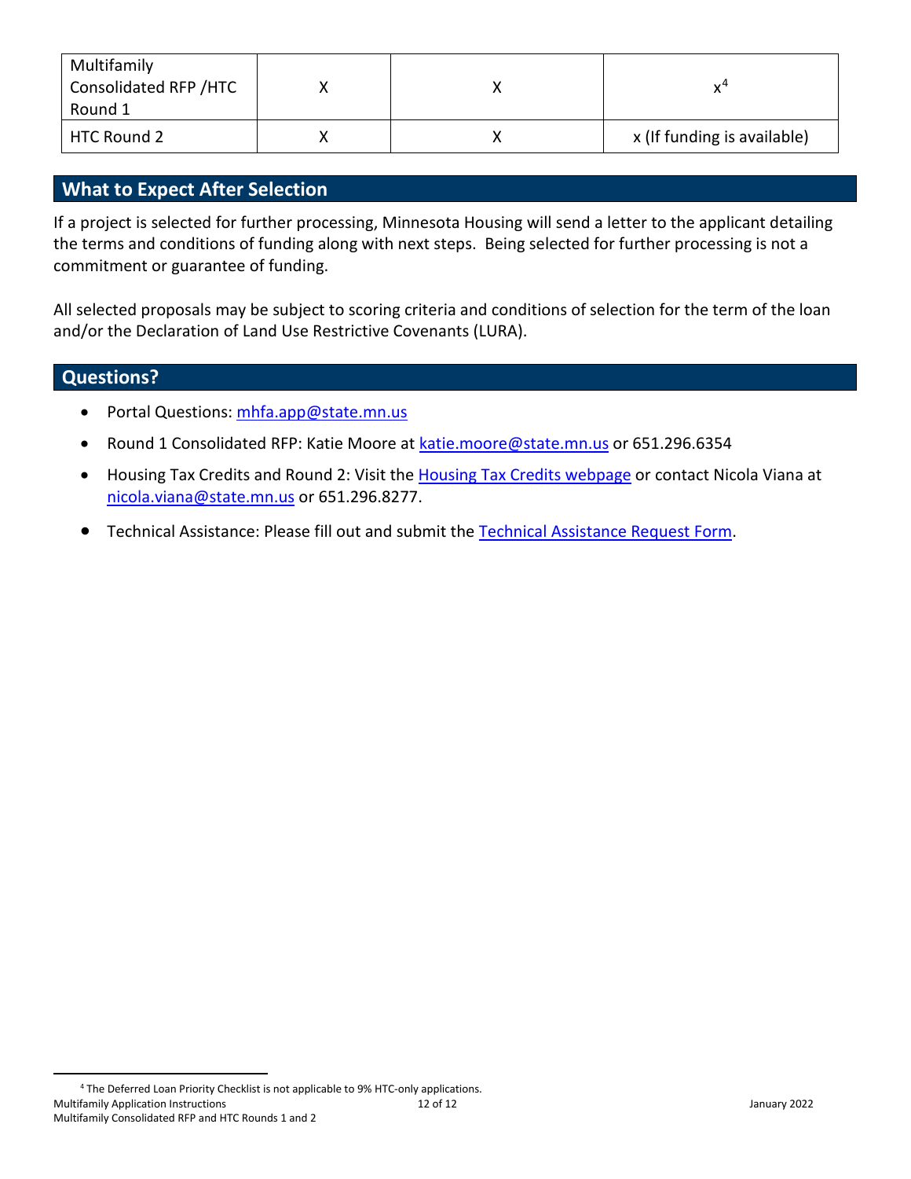| | | | |
|---|---|---|---|
| Multifamily Consolidated RFP /HTC Round 1 | X | X | x[4] |
| HTC Round 2 | X | X | x (If funding is available) |

## What to Expect After Selection

If a project is selected for further processing, Minnesota Housing will send a letter to the applicant detailing the terms and conditions of funding along with next steps. Being selected for further processing is not a commitment or guarantee of funding.

All selected proposals may be subject to scoring criteria and conditions of selection for the term of the loan and/or the Declaration of Land Use Restrictive Covenants (LURA).

## Questions?

- Portal Questions: mhfa.app@state.mn.us
- Round 1 Consolidated RFP: Katie Moore at katie.moore@state.mn.us or 651.296.6354
- Housing Tax Credits and Round 2: Visit the Housing Tax Credits webpage or contact Nicola Viana at nicola.viana@state.mn.us or 651.296.8277.
- Technical Assistance: Please fill out and submit the Technical Assistance Request Form.

[4] The Deferred Loan Priority Checklist is not applicable to 9% HTC-only applications.